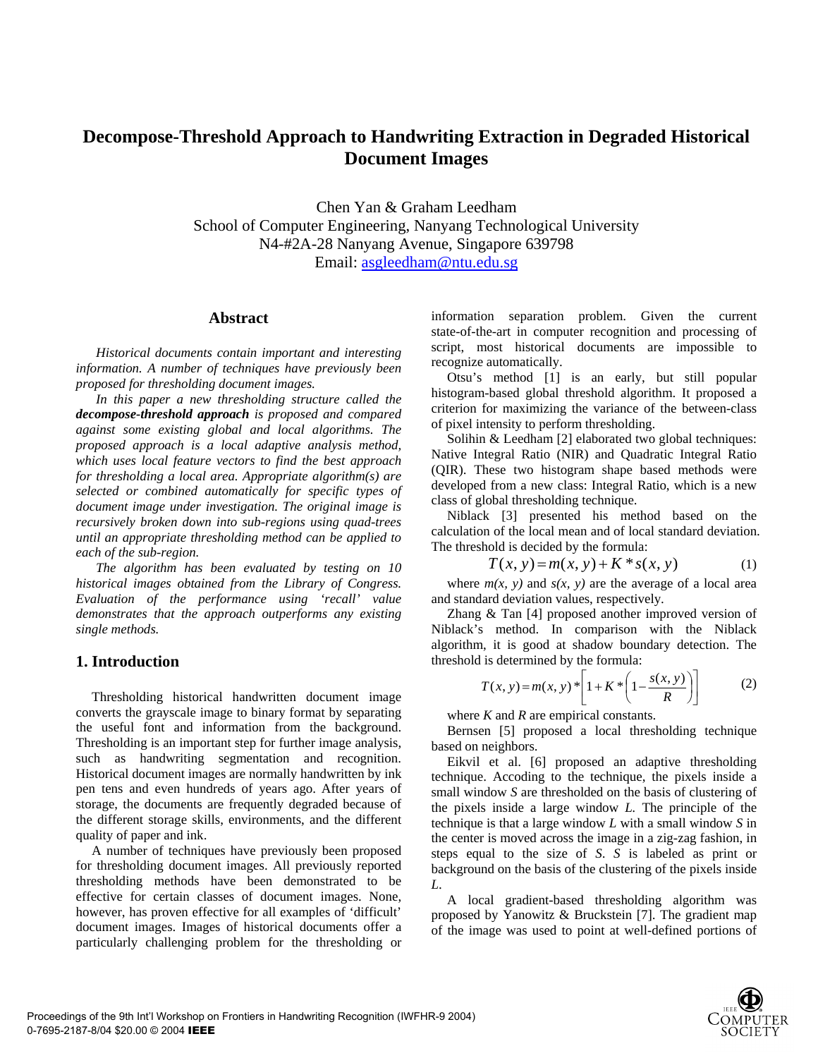# Decompose-Threshold Approach to Handwriting Extraction in Degraded Historical Document Images

Chen Yan & Graham Leedham
School of Computer Engineering, Nanyang Technological University
N4-#2A-28 Nanyang Avenue, Singapore 639798
Email: asgleedham@ntu.edu.sg

## Abstract

*Historical documents contain important and interesting information. A number of techniques have previously been proposed for thresholding document images.*

*In this paper a new thresholding structure called the **decompose-threshold approach** is proposed and compared against some existing global and local algorithms. The proposed approach is a local adaptive analysis method, which uses local feature vectors to find the best approach for thresholding a local area. Appropriate algorithm(s) are selected or combined automatically for specific types of document image under investigation. The original image is recursively broken down into sub-regions using quad-trees until an appropriate thresholding method can be applied to each of the sub-region.*

*The algorithm has been evaluated by testing on 10 historical images obtained from the Library of Congress. Evaluation of the performance using 'recall' value demonstrates that the approach outperforms any existing single methods.*

## 1. Introduction

Thresholding historical handwritten document image converts the grayscale image to binary format by separating the useful font and information from the background. Thresholding is an important step for further image analysis, such as handwriting segmentation and recognition. Historical document images are normally handwritten by ink pen tens and even hundreds of years ago. After years of storage, the documents are frequently degraded because of the different storage skills, environments, and the different quality of paper and ink.

A number of techniques have previously been proposed for thresholding document images. All previously reported thresholding methods have been demonstrated to be effective for certain classes of document images. None, however, has proven effective for all examples of 'difficult' document images. Images of historical documents offer a particularly challenging problem for the thresholding or information separation problem. Given the current state-of-the-art in computer recognition and processing of script, most historical documents are impossible to recognize automatically.

Otsu's method [1] is an early, but still popular histogram-based global threshold algorithm. It proposed a criterion for maximizing the variance of the between-class of pixel intensity to perform thresholding.

Solihin & Leedham [2] elaborated two global techniques: Native Integral Ratio (NIR) and Quadratic Integral Ratio (QIR). These two histogram shape based methods were developed from a new class: Integral Ratio, which is a new class of global thresholding technique.

Niblack [3] presented his method based on the calculation of the local mean and of local standard deviation. The threshold is decided by the formula:

$$T(x, y) = m(x, y) + K * s(x, y) \tag{1}$$

where $m(x, y)$ and $s(x, y)$ are the average of a local area and standard deviation values, respectively.

Zhang & Tan [4] proposed another improved version of Niblack's method. In comparison with the Niblack algorithm, it is good at shadow boundary detection. The threshold is determined by the formula:

$$T(x, y) = m(x, y) * \left[ 1 + K * \left( 1 - \frac{s(x, y)}{R} \right) \right] \tag{2}$$

where $K$ and $R$ are empirical constants.

Bernsen [5] proposed a local thresholding technique based on neighbors.

Eikvil et al. [6] proposed an adaptive thresholding technique. Accoding to the technique, the pixels inside a small window $S$ are thresholded on the basis of clustering of the pixels inside a large window $L$. The principle of the technique is that a large window $L$ with a small window $S$ in the center is moved across the image in a zig-zag fashion, in steps equal to the size of $S$. $S$ is labeled as print or background on the basis of the clustering of the pixels inside $L$.

A local gradient-based thresholding algorithm was proposed by Yanowitz & Bruckstein [7]. The gradient map of the image was used to point at well-defined portions of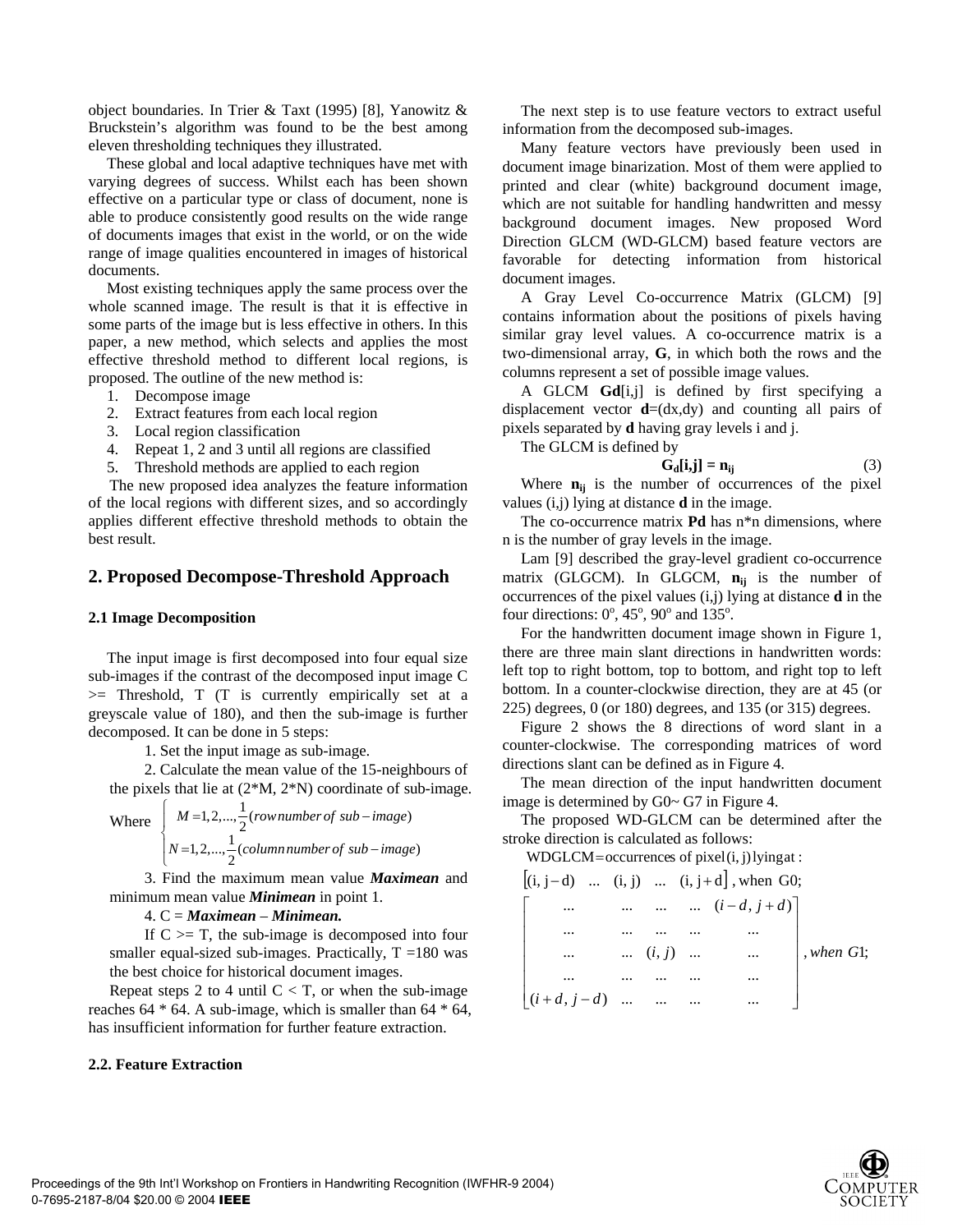object boundaries. In Trier & Taxt (1995) [8], Yanowitz & Bruckstein's algorithm was found to be the best among eleven thresholding techniques they illustrated.

These global and local adaptive techniques have met with varying degrees of success. Whilst each has been shown effective on a particular type or class of document, none is able to produce consistently good results on the wide range of documents images that exist in the world, or on the wide range of image qualities encountered in images of historical documents.

Most existing techniques apply the same process over the whole scanned image. The result is that it is effective in some parts of the image but is less effective in others. In this paper, a new method, which selects and applies the most effective threshold method to different local regions, is proposed. The outline of the new method is:

1. Decompose image
2. Extract features from each local region
3. Local region classification
4. Repeat 1, 2 and 3 until all regions are classified
5. Threshold methods are applied to each region

The new proposed idea analyzes the feature information of the local regions with different sizes, and so accordingly applies different effective threshold methods to obtain the best result.

## 2. Proposed Decompose-Threshold Approach

### 2.1 Image Decomposition

The input image is first decomposed into four equal size sub-images if the contrast of the decomposed input image C >= Threshold, T (T is currently empirically set at a greyscale value of 180), and then the sub-image is further decomposed. It can be done in 5 steps:

1. Set the input image as sub-image.

2. Calculate the mean value of the 15-neighbours of the pixels that lie at (2\*M, 2\*N) coordinate of sub-image.

Where
$$\begin{cases} M = 1, 2, ..., \frac{1}{2}(row\, number\, of\, sub-image) \\ N = 1, 2, ..., \frac{1}{2}(column\, number\, of\, sub-image) \end{cases}$$

3. Find the maximum mean value ***Maximean*** and minimum mean value ***Minimean*** in point 1.

4. C = ***Maximean – Minimean.***

If C >= T, the sub-image is decomposed into four smaller equal-sized sub-images. Practically, T =180 was the best choice for historical document images.

Repeat steps 2 to 4 until C < T, or when the sub-image reaches 64 \* 64. A sub-image, which is smaller than 64 \* 64, has insufficient information for further feature extraction.

### 2.2. Feature Extraction

The next step is to use feature vectors to extract useful information from the decomposed sub-images.

Many feature vectors have previously been used in document image binarization. Most of them were applied to printed and clear (white) background document image, which are not suitable for handling handwritten and messy background document images. New proposed Word Direction GLCM (WD-GLCM) based feature vectors are favorable for detecting information from historical document images.

A Gray Level Co-occurrence Matrix (GLCM) [9] contains information about the positions of pixels having similar gray level values. A co-occurrence matrix is a two-dimensional array, **G**, in which both the rows and the columns represent a set of possible image values.

A GLCM **Gd**[i,j] is defined by first specifying a displacement vector **d**=(dx,dy) and counting all pairs of pixels separated by **d** having gray levels i and j.

The GLCM is defined by

$$\mathbf{G_d[i,j] = n_{ij}} \quad (3)$$

Where $\mathbf{n_{ij}}$ is the number of occurrences of the pixel values (i,j) lying at distance **d** in the image.

The co-occurrence matrix **Pd** has n\*n dimensions, where n is the number of gray levels in the image.

Lam [9] described the gray-level gradient co-occurrence matrix (GLGCM). In GLGCM, $\mathbf{n_{ij}}$ is the number of occurrences of the pixel values (i,j) lying at distance **d** in the four directions: $0^o$, $45^o$, $90^o$ and $135^o$.

For the handwritten document image shown in Figure 1, there are three main slant directions in handwritten words: left top to right bottom, top to bottom, and right top to left bottom. In a counter-clockwise direction, they are at 45 (or 225) degrees, 0 (or 180) degrees, and 135 (or 315) degrees.

Figure 2 shows the 8 directions of word slant in a counter-clockwise. The corresponding matrices of word directions slant can be defined as in Figure 4.

The mean direction of the input handwritten document image is determined by G0~ G7 in Figure 4.

The proposed WD-GLCM can be determined after the stroke direction is calculated as follows:

$$\text{WDGLCM} = \text{occurrences of pixel}(i, j)\,\text{lying at}:$$

$$\begin{bmatrix}(i, j-d) & \ldots & (i, j) & \ldots & (i, j+d)\end{bmatrix}, \text{when G0};$$

$$\begin{bmatrix} \ldots & \ldots & \ldots & \ldots & (i-d, j+d) \\ \ldots & \ldots & \ldots & \ldots & \ldots \\ \ldots & \ldots & (i,j) & \ldots & \ldots \\ \ldots & \ldots & \ldots & \ldots & \ldots \\ (i+d, j-d) & \ldots & \ldots & \ldots & \ldots \end{bmatrix}, when\ G1;$$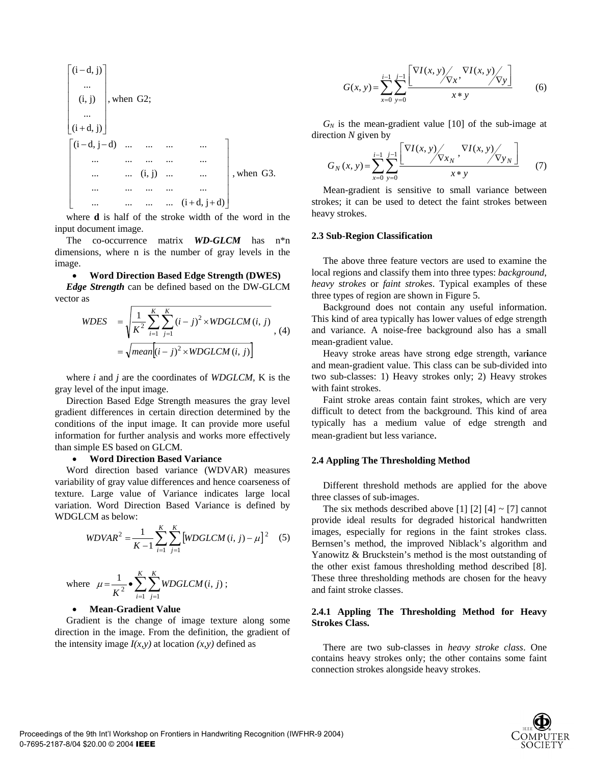$$\begin{bmatrix} (i-d, j) \\ \ldots \\ (i, j) \\ \ldots \\ (i+d, j) \end{bmatrix}, \text{when G2;}$$

$$\begin{bmatrix} (i-d, j-d) & \ldots & \ldots & \ldots & \ldots \\ \ldots & \ldots & \ldots & \ldots & \ldots \\ \ldots & \ldots & (i, j) & \ldots & \ldots \\ \ldots & \ldots & \ldots & \ldots & \ldots \\ \ldots & \ldots & \ldots & \ldots & (i+d, j+d) \end{bmatrix}, \text{when G3.}$$

where **d** is half of the stroke width of the word in the input document image.

The co-occurrence matrix ***WD-GLCM*** has n*n dimensions, where n is the number of gray levels in the image.

- **Word Direction Based Edge Strength (DWES)**

***Edge Strength*** can be defined based on the DW-GLCM vector as

$$\begin{aligned} WDES &= \sqrt{\frac{1}{K^2}\sum_{i=1}^{K}\sum_{j=1}^{K}(i-j)^2 \times WDGLCM(i, j)} \\ &= \sqrt{mean\left[(i-j)^2 \times WDGLCM(i, j)\right]} \end{aligned}, \quad (4)$$

where *i* and *j* are the coordinates of *WDGLCM*, K is the gray level of the input image.

Direction Based Edge Strength measures the gray level gradient differences in certain direction determined by the conditions of the input image. It can provide more useful information for further analysis and works more effectively than simple ES based on GLCM.

- **Word Direction Based Variance**

Word direction based variance (WDVAR) measures variability of gray value differences and hence coarseness of texture. Large value of Variance indicates large local variation. Word Direction Based Variance is defined by WDGLCM as below:

$$WDVAR^2 = \frac{1}{K-1}\sum_{i=1}^{K}\sum_{j=1}^{K}\left[WDGLCM(i, j) - \mu\right]^2 \quad (5)$$

where $\mu = \frac{1}{K^2} \bullet \sum_{i=1}^{K}\sum_{j=1}^{K} WDGLCM(i, j)$;

- **Mean-Gradient Value**

Gradient is the change of image texture along some direction in the image. From the definition, the gradient of the intensity image *I(x,y)* at location *(x,y)* defined as

$$G(x, y) = \sum_{x=0}^{i-1}\sum_{y=0}^{j-1} \frac{\left[\nabla I(x, y)\big/\nabla x, \nabla I(x, y)\big/\nabla y\right]}{x * y} \quad (6)$$

$G_N$ is the mean-gradient value [10] of the sub-image at direction *N* given by

$$G_N(x, y) = \sum_{x=0}^{i-1}\sum_{y=0}^{j-1} \frac{\left[\nabla I(x, y)\big/\nabla x_N, \nabla I(x, y)\big/\nabla y_N\right]}{x * y} \quad (7)$$

Mean-gradient is sensitive to small variance between strokes; it can be used to detect the faint strokes between heavy strokes.

### 2.3 Sub-Region Classification

The above three feature vectors are used to examine the local regions and classify them into three types: *background*, *heavy strokes* or *faint strokes*. Typical examples of these three types of region are shown in Figure 5.

Background does not contain any useful information. This kind of area typically has lower values of edge strength and variance. A noise-free background also has a small mean-gradient value.

Heavy stroke areas have strong edge strength, variance and mean-gradient value. This class can be sub-divided into two sub-classes: 1) Heavy strokes only; 2) Heavy strokes with faint strokes.

Faint stroke areas contain faint strokes, which are very difficult to detect from the background. This kind of area typically has a medium value of edge strength and mean-gradient but less variance.

### 2.4 Appling The Thresholding Method

Different threshold methods are applied for the above three classes of sub-images.

The six methods described above [1] [2] [4] ~ [7] cannot provide ideal results for degraded historical handwritten images, especially for regions in the faint strokes class. Bernsen's method, the improved Niblack's algorithm and Yanowitz & Bruckstein's method is the most outstanding of the other exist famous thresholding method described [8]. These three thresholding methods are chosen for the heavy and faint stroke classes.

#### 2.4.1 Appling The Thresholding Method for Heavy Strokes Class.

There are two sub-classes in *heavy stroke class*. One contains heavy strokes only; the other contains some faint connection strokes alongside heavy strokes.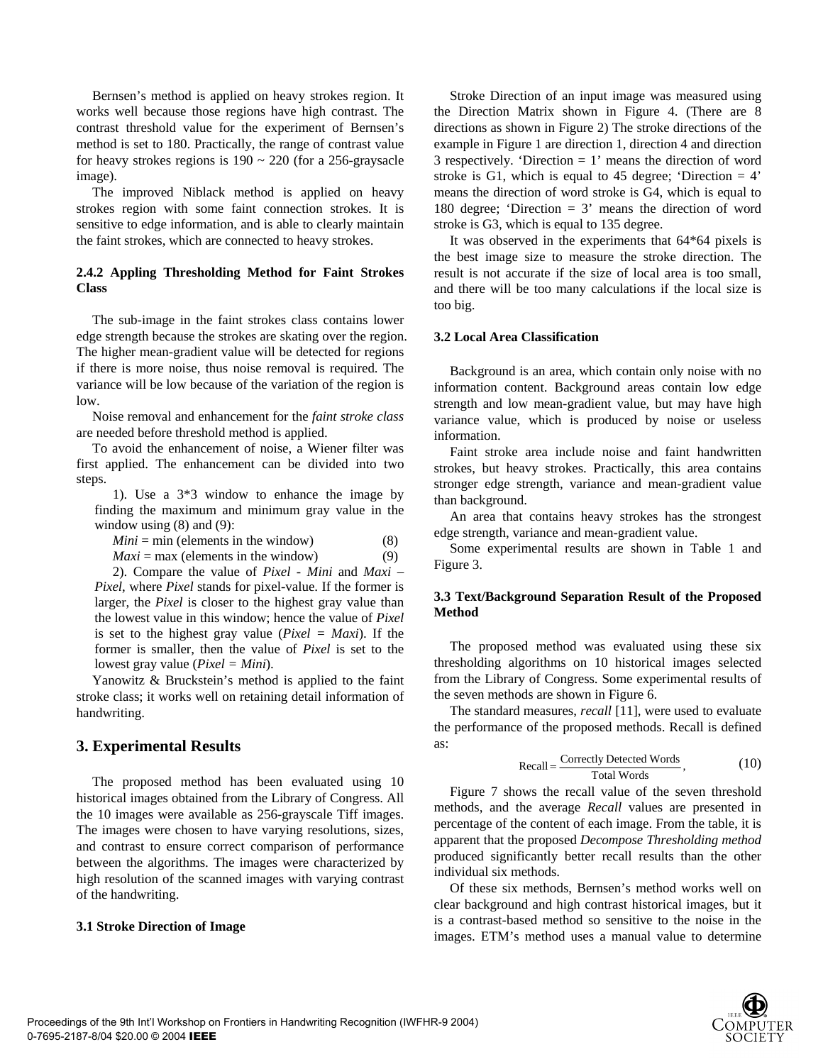Bernsen's method is applied on heavy strokes region. It works well because those regions have high contrast. The contrast threshold value for the experiment of Bernsen's method is set to 180. Practically, the range of contrast value for heavy strokes regions is 190 ~ 220 (for a 256-graysacle image).

The improved Niblack method is applied on heavy strokes region with some faint connection strokes. It is sensitive to edge information, and is able to clearly maintain the faint strokes, which are connected to heavy strokes.

#### 2.4.2 Appling Thresholding Method for Faint Strokes Class

The sub-image in the faint strokes class contains lower edge strength because the strokes are skating over the region. The higher mean-gradient value will be detected for regions if there is more noise, thus noise removal is required. The variance will be low because of the variation of the region is low.

Noise removal and enhancement for the *faint stroke class* are needed before threshold method is applied.

To avoid the enhancement of noise, a Wiener filter was first applied. The enhancement can be divided into two steps.

1). Use a 3*3 window to enhance the image by finding the maximum and minimum gray value in the window using (8) and (9):

$$Mini = \min(\text{elements in the window}) \tag{8}$$

$$Maxi = \max(\text{elements in the window}) \tag{9}$$

2). Compare the value of $Pixel - Mini$ and $Maxi - Pixel$, where *Pixel* stands for pixel-value. If the former is larger, the *Pixel* is closer to the highest gray value than the lowest value in this window; hence the value of *Pixel* is set to the highest gray value ($Pixel = Maxi$). If the former is smaller, then the value of *Pixel* is set to the lowest gray value ($Pixel = Mini$).

Yanowitz & Bruckstein's method is applied to the faint stroke class; it works well on retaining detail information of handwriting.

## 3. Experimental Results

The proposed method has been evaluated using 10 historical images obtained from the Library of Congress. All the 10 images were available as 256-grayscale Tiff images. The images were chosen to have varying resolutions, sizes, and contrast to ensure correct comparison of performance between the algorithms. The images were characterized by high resolution of the scanned images with varying contrast of the handwriting.

### 3.1 Stroke Direction of Image

Stroke Direction of an input image was measured using the Direction Matrix shown in Figure 4. (There are 8 directions as shown in Figure 2) The stroke directions of the example in Figure 1 are direction 1, direction 4 and direction 3 respectively. 'Direction = 1' means the direction of word stroke is G1, which is equal to 45 degree; 'Direction = 4' means the direction of word stroke is G4, which is equal to 180 degree; 'Direction = 3' means the direction of word stroke is G3, which is equal to 135 degree.

It was observed in the experiments that 64*64 pixels is the best image size to measure the stroke direction. The result is not accurate if the size of local area is too small, and there will be too many calculations if the local size is too big.

### 3.2 Local Area Classification

Background is an area, which contain only noise with no information content. Background areas contain low edge strength and low mean-gradient value, but may have high variance value, which is produced by noise or useless information.

Faint stroke area include noise and faint handwritten strokes, but heavy strokes. Practically, this area contains stronger edge strength, variance and mean-gradient value than background.

An area that contains heavy strokes has the strongest edge strength, variance and mean-gradient value.

Some experimental results are shown in Table 1 and Figure 3.

### 3.3 Text/Background Separation Result of the Proposed Method

The proposed method was evaluated using these six thresholding algorithms on 10 historical images selected from the Library of Congress. Some experimental results of the seven methods are shown in Figure 6.

The standard measures, *recall* [11], were used to evaluate the performance of the proposed methods. Recall is defined as:

$$\text{Recall} = \frac{\text{Correctly Detected Words}}{\text{Total Words}}, \tag{10}$$

Figure 7 shows the recall value of the seven threshold methods, and the average *Recall* values are presented in percentage of the content of each image. From the table, it is apparent that the proposed *Decompose Thresholding method* produced significantly better recall results than the other individual six methods.

Of these six methods, Bernsen's method works well on clear background and high contrast historical images, but it is a contrast-based method so sensitive to the noise in the images. ETM's method uses a manual value to determine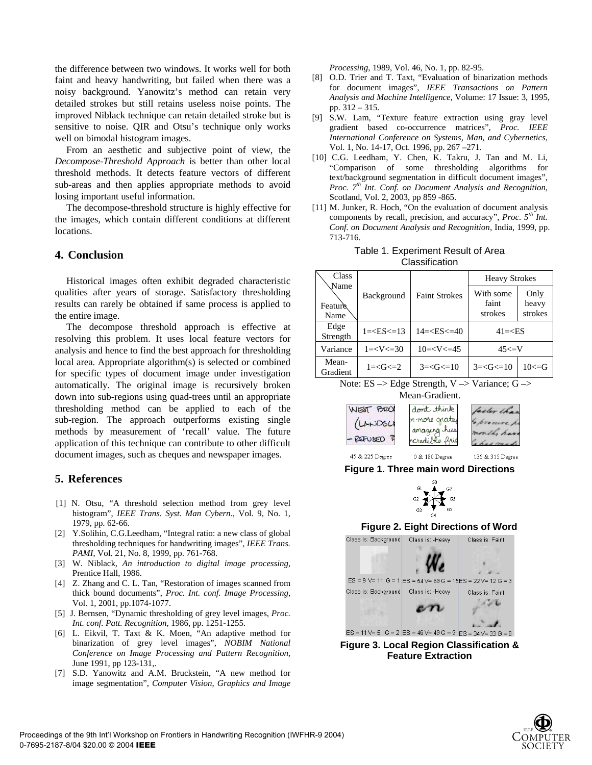the difference between two windows. It works well for both faint and heavy handwriting, but failed when there was a noisy background. Yanowitz's method can retain very detailed strokes but still retains useless noise points. The improved Niblack technique can retain detailed stroke but is sensitive to noise. QIR and Otsu's technique only works well on bimodal histogram images.

From an aesthetic and subjective point of view, the *Decompose-Threshold Approach* is better than other local threshold methods. It detects feature vectors of different sub-areas and then applies appropriate methods to avoid losing important useful information.

The decompose-threshold structure is highly effective for the images, which contain different conditions at different locations.

## 4. Conclusion

Historical images often exhibit degraded characteristic qualities after years of storage. Satisfactory thresholding results can rarely be obtained if same process is applied to the entire image.

The decompose threshold approach is effective at resolving this problem. It uses local feature vectors for analysis and hence to find the best approach for thresholding local area. Appropriate algorithm(s) is selected or combined for specific types of document image under investigation automatically. The original image is recursively broken down into sub-regions using quad-trees until an appropriate thresholding method can be applied to each of the sub-region. The approach outperforms existing single methods by measurement of 'recall' value. The future application of this technique can contribute to other difficult document images, such as cheques and newspaper images.

## 5. References

[1] N. Otsu, "A threshold selection method from grey level histogram", *IEEE Trans. Syst. Man Cybern.*, Vol. 9, No. 1, 1979, pp. 62-66.

[2] Y.Solihin, C.G.Leedham, "Integral ratio: a new class of global thresholding techniques for handwriting images", *IEEE Trans. PAMI*, Vol. 21, No. 8, 1999, pp. 761-768.

[3] W. Niblack, *An introduction to digital image processing*, Prentice Hall, 1986.

[4] Z. Zhang and C. L. Tan, "Restoration of images scanned from thick bound documents", *Proc. Int. conf. Image Processing*, Vol. 1, 2001, pp.1074-1077.

[5] J. Bernsen, "Dynamic thresholding of grey level images, *Proc. Int. conf. Patt. Recognition*, 1986, pp. 1251-1255.

[6] L. Eikvil, T. Taxt & K. Moen, "An adaptive method for binarization of grey level images", *NOBIM National Conference on Image Processing and Pattern Recognition*, June 1991, pp 123-131,.

[7] S.D. Yanowitz and A.M. Bruckstein, "A new method for image segmentation", *Computer Vision, Graphics and Image Processing*, 1989, Vol. 46, No. 1, pp. 82-95.

[8] O.D. Trier and T. Taxt, "Evaluation of binarization methods for document images", *IEEE Transactions on Pattern Analysis and Machine Intelligence*, Volume: 17 Issue: 3, 1995, pp. 312 – 315.

[9] S.W. Lam, "Texture feature extraction using gray level gradient based co-occurrence matrices", *Proc. IEEE International Conference on Systems, Man, and Cybernetics*, Vol. 1, No. 14-17, Oct. 1996, pp. 267 –271.

[10] C.G. Leedham, Y. Chen, K. Takru, J. Tan and M. Li, "Comparison of some thresholding algorithms for text/background segmentation in difficult document images", *Proc. 7th Int. Conf. on Document Analysis and Recognition*, Scotland, Vol. 2, 2003, pp 859 -865.

[11] M. Junker, R. Hoch, "On the evaluation of document analysis components by recall, precision, and accuracy", *Proc. 5th Int. Conf. on Document Analysis and Recognition*, India, 1999, pp. 713-716.

Table 1. Experiment Result of Area Classification

| Class Name / Feature Name | Background | Faint Strokes | Heavy Strokes: With some faint strokes | Heavy Strokes: Only heavy strokes |
|---|---|---|---|---|
| Edge Strength | 1=<ES<=13 | 14=<ES<=40 | 41=<ES | |
| Variance | 1=<V<=30 | 10=<V<=45 | 45<=V | |
| Mean-Gradient | 1=<G<=2 | 3=<G<=10 | 3=<G<=10 | 10<=G |

Note: ES –> Edge Strength, V –> Variance; G –> Mean-Gradient.

45 & 225 Degree

0 & 180 Degree

135 & 315 Degree

**Figure 1. Three main word Directions**

G0
G1
G7
G2
G6
G3
G5
G4

**Figure 2. Eight Directions of Word**

Class is: Background
Class is: -Heavy
Class is: Faint
ES = 9 V= 11 G = 1
ES = 54 V= 69 G = 15
ES = 22 V= 12 G = 3
Class is: Background
Class is: -Heavy
Class is: Faint
ES = 11 V= 5 G = 2
ES = 46 V= 49 G = 9
ES = 34 V= 33 G = 6

**Figure 3. Local Region Classification & Feature Extraction**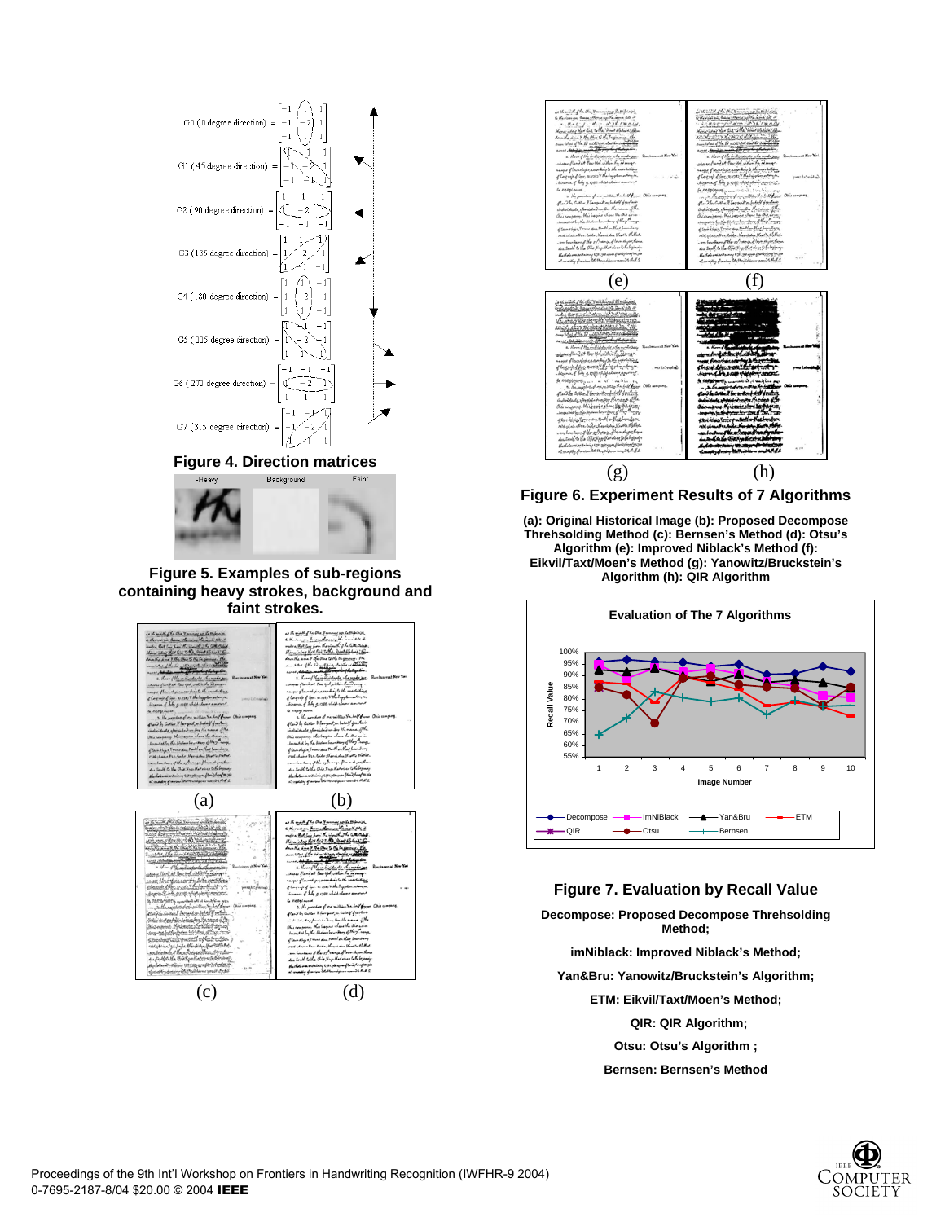G0 (0 degree direction) = $\begin{bmatrix} -1 & 1 & 1 \\ -1 & -2 & 1 \\ -1 & 1 & 1 \end{bmatrix}$

G1 (45 degree direction) = $\begin{bmatrix} 1 & 1 & 1 \\ -1 & -2 & 1 \\ -1 & -1 & 1 \end{bmatrix}$

G2 (90 degree direction) = $\begin{bmatrix} 1 & 1 & 1 \\ 1 & -2 & 1 \\ -1 & -1 & -1 \end{bmatrix}$

G3 (135 degree direction) = $\begin{bmatrix} 1 & 1 & 1 \\ 1 & -2 & -1 \\ 1 & -1 & -1 \end{bmatrix}$

G4 (180 degree direction) = $\begin{bmatrix} 1 & 1 & -1 \\ 1 & -2 & -1 \\ 1 & 1 & -1 \end{bmatrix}$

G5 (225 degree direction) = $\begin{bmatrix} 1 & -1 & -1 \\ 1 & -2 & -1 \\ 1 & 1 & 1 \end{bmatrix}$

G6 (270 degree direction) = $\begin{bmatrix} -1 & -1 & -1 \\ 1 & -2 & 1 \\ 1 & 1 & 1 \end{bmatrix}$

G7 (315 degree direction) = $\begin{bmatrix} -1 & -1 & 1 \\ -1 & -2 & 1 \\ 1 & 1 & 1 \end{bmatrix}$

**Figure 4. Direction matrices**

Heavy Background Faint

**Figure 5. Examples of sub-regions containing heavy strokes, background and faint strokes.**

(a) (b) (c) (d)

(e) (f) (g) (h)

**Figure 6. Experiment Results of 7 Algorithms**

**(a): Original Historical Image (b): Proposed Decompose Threhsolding Method (c): Bernsen's Method (d): Otsu's Algorithm (e): Improved Niblack's Method (f): Eikvil/Taxt/Moen's Method (g): Yanowitz/Bruckstein's Algorithm (h): QIR Algorithm**

Evaluation of The 7 Algorithms

Recall Value

100%
95%
90%
85%
80%
75%
70%
65%
60%
55%

1 2 3 4 5 6 7 8 9 10

Image Number

Decompose, ImNiBlack, Yan&Bru, ETM, QIR, Otsu, Bernsen

**Figure 7. Evaluation by Recall Value**

**Decompose: Proposed Decompose Threhsolding Method;**

**imNiblack: Improved Niblack's Method;**

**Yan&Bru: Yanowitz/Bruckstein's Algorithm;**

**ETM: Eikvil/Taxt/Moen's Method;**

**QIR: QIR Algorithm;**

**Otsu: Otsu's Algorithm ;**

**Bernsen: Bernsen's Method**